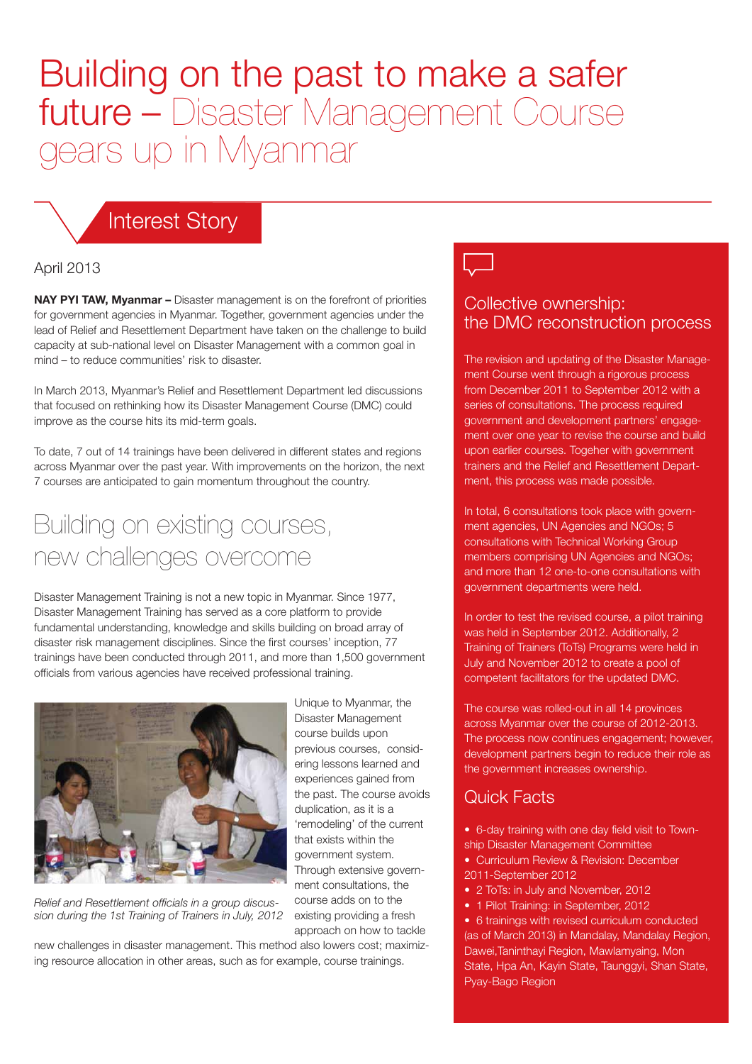# Building on the past to make a safer future – Disaster Management Course gears up in Myanmar

## Interest Story

April 2013

**NAY PYI TAW, Myanmar –** Disaster management is on the forefront of priorities for government agencies in Myanmar. Together, government agencies under the lead of Relief and Resettlement Department have taken on the challenge to build capacity at sub-national level on Disaster Management with a common goal in mind – to reduce communities' risk to disaster.

In March 2013, Myanmar's Relief and Resettlement Department led discussions that focused on rethinking how its Disaster Management Course (DMC) could improve as the course hits its mid-term goals.

To date, 7 out of 14 trainings have been delivered in different states and regions across Myanmar over the past year. With improvements on the horizon, the next 7 courses are anticipated to gain momentum throughout the country.

## Building on existing courses, new challenges overcome

Disaster Management Training is not a new topic in Myanmar. Since 1977, Disaster Management Training has served as a core platform to provide fundamental understanding, knowledge and skills building on broad array of disaster risk management disciplines. Since the first courses' inception, 77 trainings have been conducted through 2011, and more than 1,500 government officials from various agencies have received professional training.

*Relief and Resettlement officials in a group discussion during the 1st Training of Trainers in July, 2012*

Unique to Myanmar, the Disaster Management course builds upon previous courses, considering lessons learned and experiences gained from the past. The course avoids duplication, as it is a 'remodeling' of the current that exists within the government system. Through extensive government consultations, the course adds on to the existing providing a fresh approach on how to tackle new challenges in disaster management. This method also lowers cost; maximizing resource allocation in other areas, such as for example, course trainings.

## Collective ownership: the DMC reconstruction process

The revision and updating of the Disaster Management Course went through a rigorous process from December 2011 to September 2012 with a series of consultations. The process required government and development partners' engagement over one year to revise the course and build upon earlier courses. Togeher with government trainers and the Relief and Resettlement Department, this process was made possible.

In total, 6 consultations took place with government agencies, UN Agencies and NGOs; 5 consultations with Technical Working Group members comprising UN Agencies and NGOs; and more than 12 one-to-one consultations with government departments were held.

In order to test the revised course, a pilot training was held in September 2012. Additionally, 2 Training of Trainers (ToTs) Programs were held in July and November 2012 to create a pool of competent facilitators for the updated DMC.

The course was rolled-out in all 14 provinces across Myanmar over the course of 2012-2013. The process now continues engagement; however, development partners begin to reduce their role as the government increases ownership.

## Quick Facts

- 6-day training with one day field visit to Township Disaster Management Committee
- Curriculum Review & Revision: December 2011-September 2012
- 2 ToTs: in July and November, 2012
- 1 Pilot Training: in September, 2012
- 6 trainings with revised curriculum conducted (as of March 2013) in Mandalay, Mandalay Region, Dawei,Tanintharyi Region, Mawlamyaing, Mon State, Hpa An, Kayin State, Taunggyi, Shan State, Pyay-Bago Region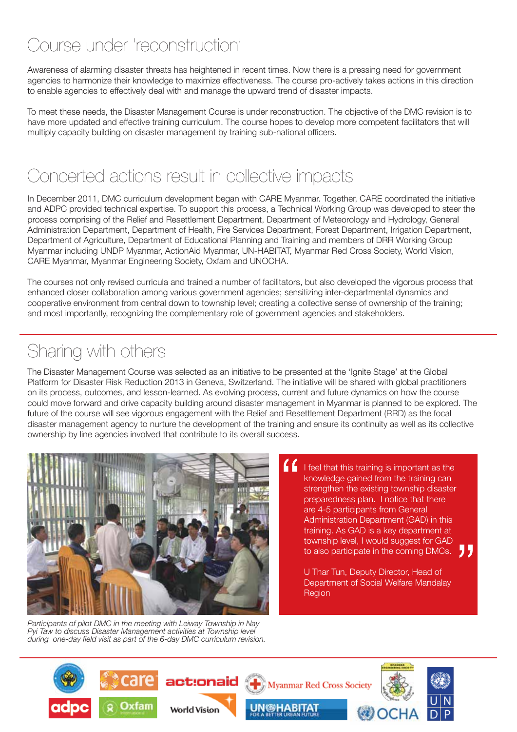## Course under 'reconstruction'

Awareness of alarming disaster threats has heightened in recent times. Now there is a pressing need for government agencies to harmonize their knowledge to maximize effectiveness. The course pro-actively takes actions in this direction to enable agencies to effectively deal with and manage the upward trend of disaster impacts.

To meet these needs, the Disaster Management Course is under reconstruction. The objective of the DMC revision is to have more updated and effective training curriculum. The course hopes to develop more competent facilitators that will multiply capacity building on disaster management by training sub-national officers.

## Concerted actions result in collective impacts

In December 2011, DMC curriculum development began with CARE Myanmar. Together, CARE coordinated the initiative and ADPC provided technical expertise. To support this process, a Technical Working Group was developed to steer the process comprising of the Relief and Resettlement Department, Department of Meteorology and Hydrology, General Administration Department, Department of Health, Fire Services Department, Forest Department, Irrigation Department, Department of Agriculture, Department of Educational Planning and Training and members of DRR Working Group Myanmar including UNDP Myanmar, ActionAid Myanmar, UN-HABITAT, Myanmar Red Cross Society, World Vision, CARE Myanmar, Myanmar Engineering Society, Oxfam and UNOCHA.

The courses not only revised curricula and trained a number of facilitators, but also developed the vigorous process that enhanced closer collaboration among various government agencies; sensitizing inter-departmental dynamics and cooperative environment from central down to township level; creating a collective sense of ownership of the training; and most importantly, recognizing the complementary role of government agencies and stakeholders.

## Sharing with others

The Disaster Management Course was selected as an initiative to be presented at the 'Ignite Stage' at the Global Platform for Disaster Risk Reduction 2013 in Geneva, Switzerland. The initiative will be shared with global practitioners on its process, outcomes, and lesson-learned. As evolving process, current and future dynamics on how the course could move forward and drive capacity building around disaster management in Myanmar is planned to be explored. The future of the course will see vigorous engagement with the Relief and Resettlement Department (RRD) as the focal disaster management agency to nurture the development of the training and ensure its continuity as well as its collective ownership by line agencies involved that contribute to its overall success.

*Participants of pilot DMC in the meeting with Leiway Township in Nay Pyi Taw to discuss Disaster Management activities at Township level during one-day field visit as part of the 6-day DMC curriculum revision.*

> "I feel that this training is important as the knowledge gained from the training can strengthen the existing township disaster preparedness plan. I notice that there are 4-5 participants from General Administration Department (GAD) in this training. As GAD is a key department at township level, I would suggest for GAD to also participate in the coming DMCs."
>
> U Thar Tun, Deputy Director, Head of Department of Social Welfare Mandalay Region